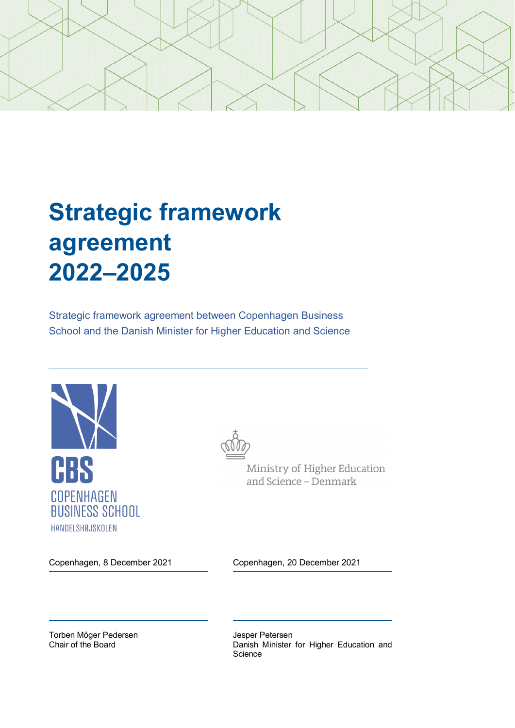# Strategic framework agreement 2022–2025

Strategic framework agreement between Copenhagen Business School and the Danish Minister for Higher Education and Science

CBS
COPENHAGEN BUSINESS SCHOOL
HANDELSHØJSKOLEN

Ministry of Higher Education and Science – Denmark

Copenhagen, 8 December 2021

Torben Möger Pedersen
Chair of the Board

Copenhagen, 20 December 2021

Jesper Petersen
Danish Minister for Higher Education and Science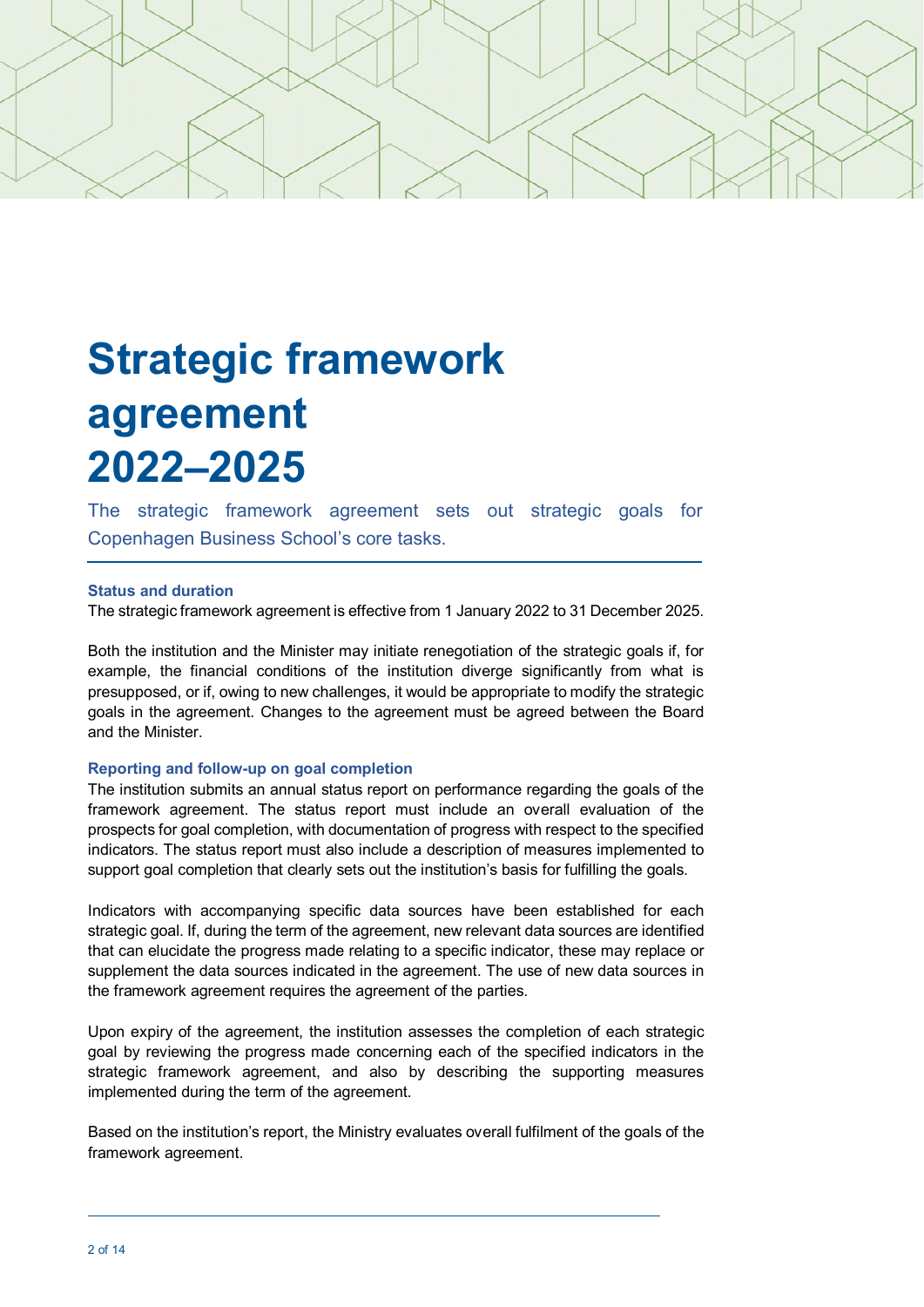# Strategic framework agreement 2022–2025

The strategic framework agreement sets out strategic goals for Copenhagen Business School's core tasks.

### Status and duration

The strategic framework agreement is effective from 1 January 2022 to 31 December 2025.

Both the institution and the Minister may initiate renegotiation of the strategic goals if, for example, the financial conditions of the institution diverge significantly from what is presupposed, or if, owing to new challenges, it would be appropriate to modify the strategic goals in the agreement. Changes to the agreement must be agreed between the Board and the Minister.

### Reporting and follow-up on goal completion

The institution submits an annual status report on performance regarding the goals of the framework agreement. The status report must include an overall evaluation of the prospects for goal completion, with documentation of progress with respect to the specified indicators. The status report must also include a description of measures implemented to support goal completion that clearly sets out the institution's basis for fulfilling the goals.

Indicators with accompanying specific data sources have been established for each strategic goal. If, during the term of the agreement, new relevant data sources are identified that can elucidate the progress made relating to a specific indicator, these may replace or supplement the data sources indicated in the agreement. The use of new data sources in the framework agreement requires the agreement of the parties.

Upon expiry of the agreement, the institution assesses the completion of each strategic goal by reviewing the progress made concerning each of the specified indicators in the strategic framework agreement, and also by describing the supporting measures implemented during the term of the agreement.

Based on the institution's report, the Ministry evaluates overall fulfilment of the goals of the framework agreement.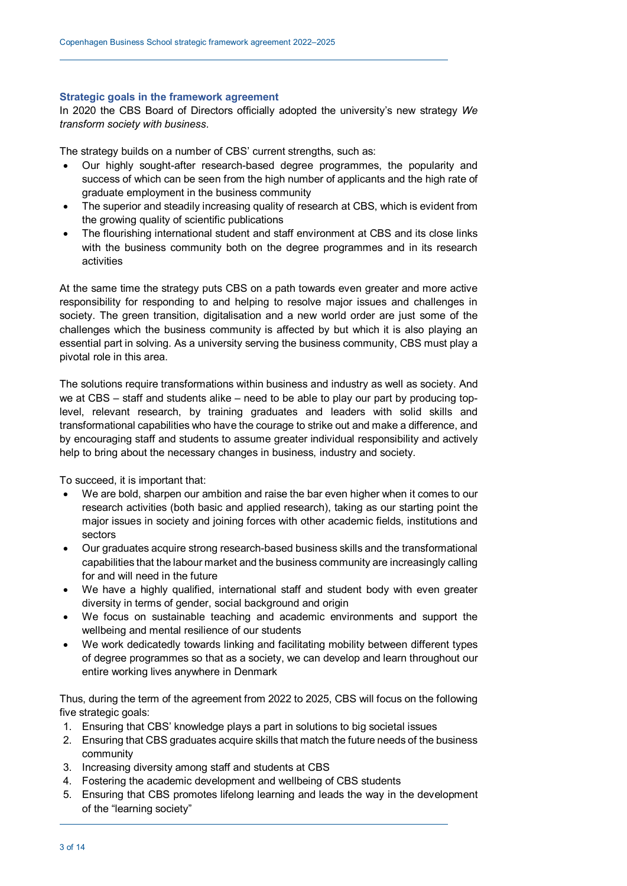## Strategic goals in the framework agreement

In 2020 the CBS Board of Directors officially adopted the university's new strategy *We transform society with business*.

The strategy builds on a number of CBS' current strengths, such as:

- Our highly sought-after research-based degree programmes, the popularity and success of which can be seen from the high number of applicants and the high rate of graduate employment in the business community
- The superior and steadily increasing quality of research at CBS, which is evident from the growing quality of scientific publications
- The flourishing international student and staff environment at CBS and its close links with the business community both on the degree programmes and in its research activities

At the same time the strategy puts CBS on a path towards even greater and more active responsibility for responding to and helping to resolve major issues and challenges in society. The green transition, digitalisation and a new world order are just some of the challenges which the business community is affected by but which it is also playing an essential part in solving. As a university serving the business community, CBS must play a pivotal role in this area.

The solutions require transformations within business and industry as well as society. And we at CBS – staff and students alike – need to be able to play our part by producing top-level, relevant research, by training graduates and leaders with solid skills and transformational capabilities who have the courage to strike out and make a difference, and by encouraging staff and students to assume greater individual responsibility and actively help to bring about the necessary changes in business, industry and society.

To succeed, it is important that:

- We are bold, sharpen our ambition and raise the bar even higher when it comes to our research activities (both basic and applied research), taking as our starting point the major issues in society and joining forces with other academic fields, institutions and sectors
- Our graduates acquire strong research-based business skills and the transformational capabilities that the labour market and the business community are increasingly calling for and will need in the future
- We have a highly qualified, international staff and student body with even greater diversity in terms of gender, social background and origin
- We focus on sustainable teaching and academic environments and support the wellbeing and mental resilience of our students
- We work dedicatedly towards linking and facilitating mobility between different types of degree programmes so that as a society, we can develop and learn throughout our entire working lives anywhere in Denmark

Thus, during the term of the agreement from 2022 to 2025, CBS will focus on the following five strategic goals:

1. Ensuring that CBS' knowledge plays a part in solutions to big societal issues
2. Ensuring that CBS graduates acquire skills that match the future needs of the business community
3. Increasing diversity among staff and students at CBS
4. Fostering the academic development and wellbeing of CBS students
5. Ensuring that CBS promotes lifelong learning and leads the way in the development of the "learning society"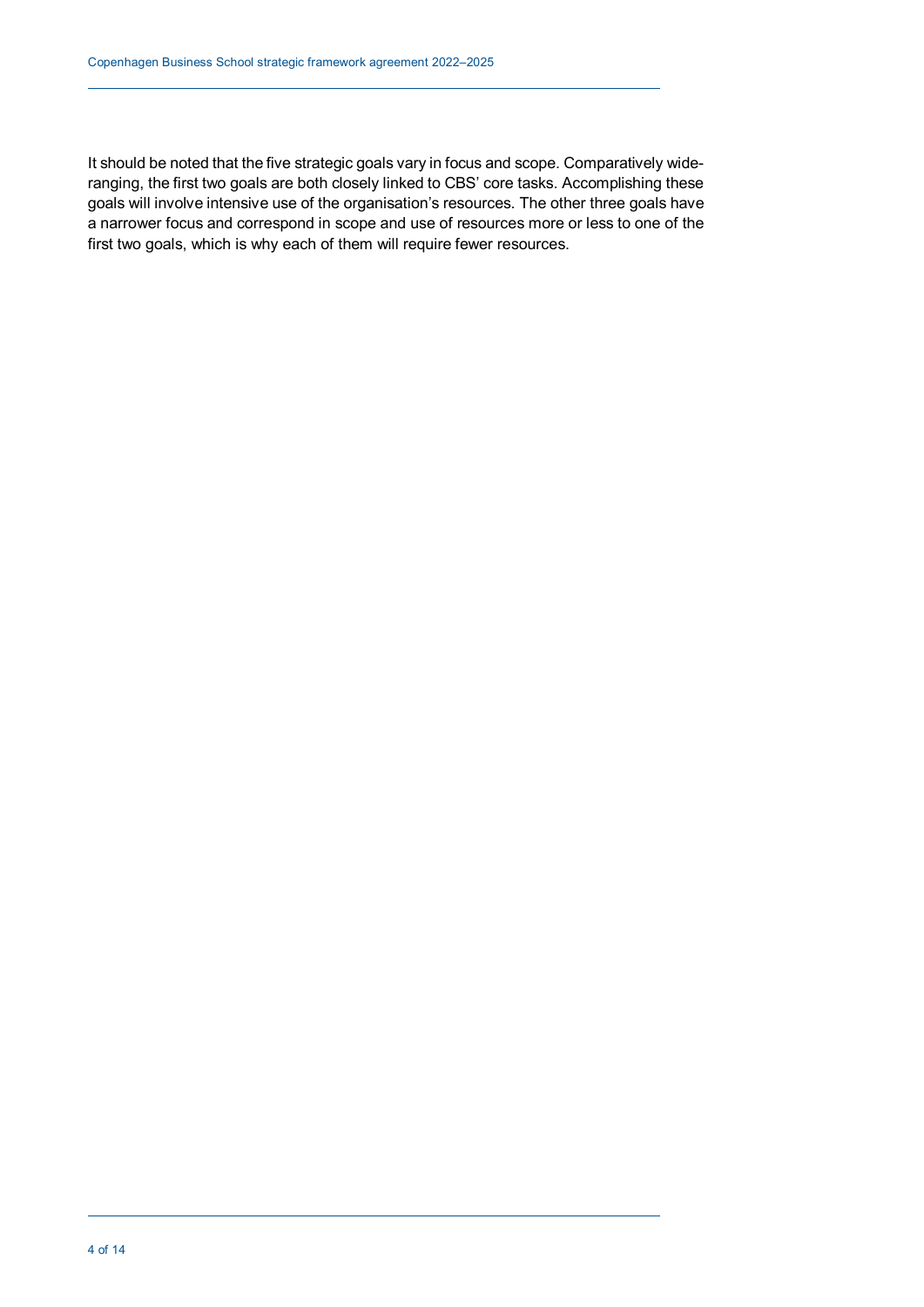It should be noted that the five strategic goals vary in focus and scope. Comparatively wide-ranging, the first two goals are both closely linked to CBS' core tasks. Accomplishing these goals will involve intensive use of the organisation's resources. The other three goals have a narrower focus and correspond in scope and use of resources more or less to one of the first two goals, which is why each of them will require fewer resources.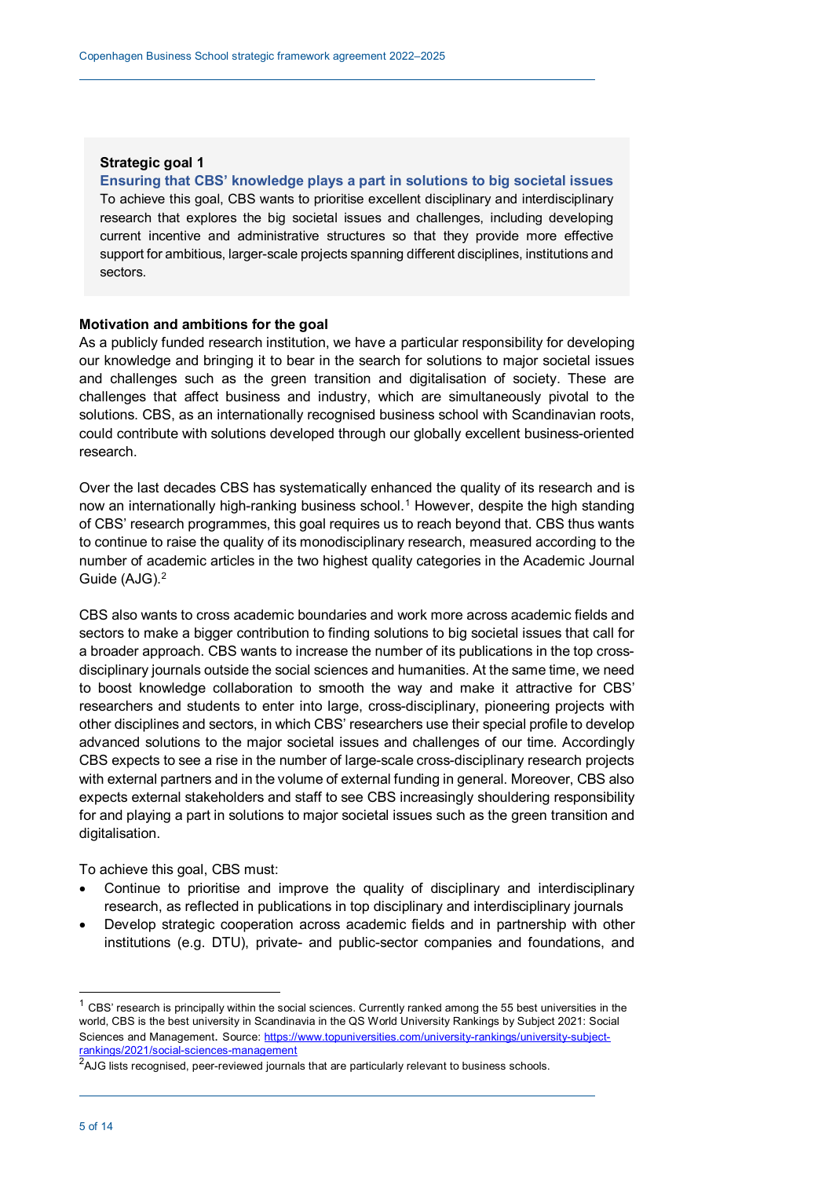**Strategic goal 1**

**Ensuring that CBS' knowledge plays a part in solutions to big societal issues**

To achieve this goal, CBS wants to prioritise excellent disciplinary and interdisciplinary research that explores the big societal issues and challenges, including developing current incentive and administrative structures so that they provide more effective support for ambitious, larger-scale projects spanning different disciplines, institutions and sectors.

**Motivation and ambitions for the goal**

As a publicly funded research institution, we have a particular responsibility for developing our knowledge and bringing it to bear in the search for solutions to major societal issues and challenges such as the green transition and digitalisation of society. These are challenges that affect business and industry, which are simultaneously pivotal to the solutions. CBS, as an internationally recognised business school with Scandinavian roots, could contribute with solutions developed through our globally excellent business-oriented research.

Over the last decades CBS has systematically enhanced the quality of its research and is now an internationally high-ranking business school.[1] However, despite the high standing of CBS' research programmes, this goal requires us to reach beyond that. CBS thus wants to continue to raise the quality of its monodisciplinary research, measured according to the number of academic articles in the two highest quality categories in the Academic Journal Guide (AJG).[2]

CBS also wants to cross academic boundaries and work more across academic fields and sectors to make a bigger contribution to finding solutions to big societal issues that call for a broader approach. CBS wants to increase the number of its publications in the top cross-disciplinary journals outside the social sciences and humanities. At the same time, we need to boost knowledge collaboration to smooth the way and make it attractive for CBS' researchers and students to enter into large, cross-disciplinary, pioneering projects with other disciplines and sectors, in which CBS' researchers use their special profile to develop advanced solutions to the major societal issues and challenges of our time. Accordingly CBS expects to see a rise in the number of large-scale cross-disciplinary research projects with external partners and in the volume of external funding in general. Moreover, CBS also expects external stakeholders and staff to see CBS increasingly shouldering responsibility for and playing a part in solutions to major societal issues such as the green transition and digitalisation.

To achieve this goal, CBS must:

- Continue to prioritise and improve the quality of disciplinary and interdisciplinary research, as reflected in publications in top disciplinary and interdisciplinary journals
- Develop strategic cooperation across academic fields and in partnership with other institutions (e.g. DTU), private- and public-sector companies and foundations, and

---

[1] CBS' research is principally within the social sciences. Currently ranked among the 55 best universities in the world, CBS is the best university in Scandinavia in the QS World University Rankings by Subject 2021: Social Sciences and Management. Source: https://www.topuniversities.com/university-rankings/university-subject-rankings/2021/social-sciences-management

[2] AJG lists recognised, peer-reviewed journals that are particularly relevant to business schools.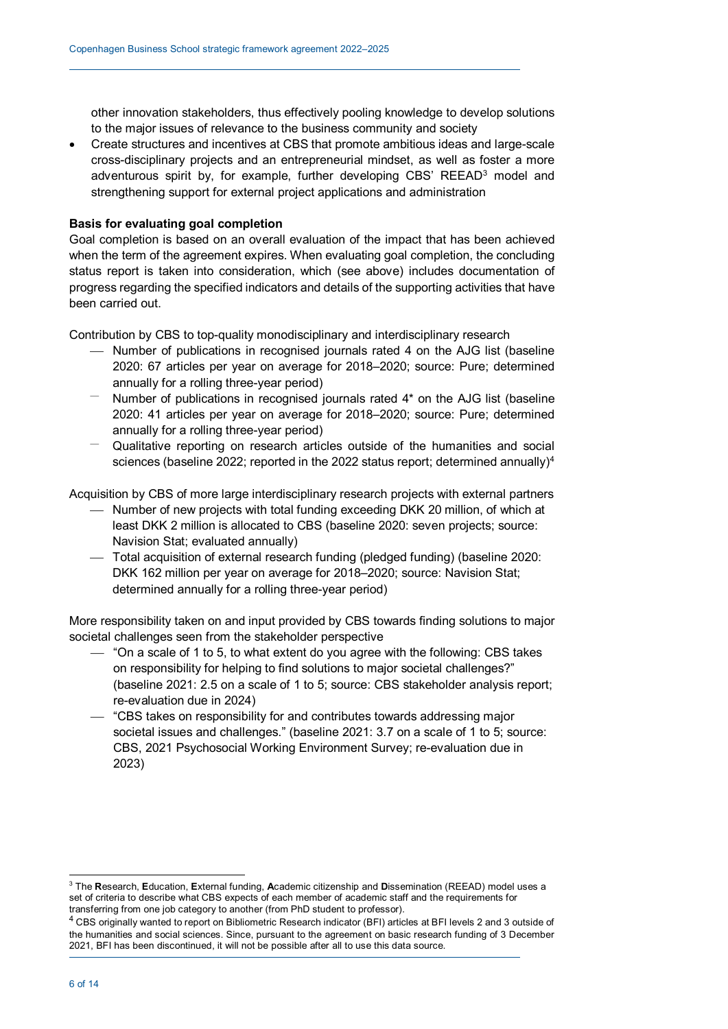other innovation stakeholders, thus effectively pooling knowledge to develop solutions to the major issues of relevance to the business community and society

- Create structures and incentives at CBS that promote ambitious ideas and large-scale cross-disciplinary projects and an entrepreneurial mindset, as well as foster a more adventurous spirit by, for example, further developing CBS' REEAD[3] model and strengthening support for external project applications and administration

**Basis for evaluating goal completion**

Goal completion is based on an overall evaluation of the impact that has been achieved when the term of the agreement expires. When evaluating goal completion, the concluding status report is taken into consideration, which (see above) includes documentation of progress regarding the specified indicators and details of the supporting activities that have been carried out.

Contribution by CBS to top-quality monodisciplinary and interdisciplinary research

- Number of publications in recognised journals rated 4 on the AJG list (baseline 2020: 67 articles per year on average for 2018–2020; source: Pure; determined annually for a rolling three-year period)
- Number of publications in recognised journals rated 4* on the AJG list (baseline 2020: 41 articles per year on average for 2018–2020; source: Pure; determined annually for a rolling three-year period)
- Qualitative reporting on research articles outside of the humanities and social sciences (baseline 2022; reported in the 2022 status report; determined annually)[4]

Acquisition by CBS of more large interdisciplinary research projects with external partners

- Number of new projects with total funding exceeding DKK 20 million, of which at least DKK 2 million is allocated to CBS (baseline 2020: seven projects; source: Navision Stat; evaluated annually)
- Total acquisition of external research funding (pledged funding) (baseline 2020: DKK 162 million per year on average for 2018–2020; source: Navision Stat; determined annually for a rolling three-year period)

More responsibility taken on and input provided by CBS towards finding solutions to major societal challenges seen from the stakeholder perspective

- "On a scale of 1 to 5, to what extent do you agree with the following: CBS takes on responsibility for helping to find solutions to major societal challenges?" (baseline 2021: 2.5 on a scale of 1 to 5; source: CBS stakeholder analysis report; re-evaluation due in 2024)
- "CBS takes on responsibility for and contributes towards addressing major societal issues and challenges." (baseline 2021: 3.7 on a scale of 1 to 5; source: CBS, 2021 Psychosocial Working Environment Survey; re-evaluation due in 2023)

---

[3] The **R**esearch, **E**ducation, **E**xternal funding, **A**cademic citizenship and **D**issemination (REEAD) model uses a set of criteria to describe what CBS expects of each member of academic staff and the requirements for transferring from one job category to another (from PhD student to professor).

[4] CBS originally wanted to report on Bibliometric Research indicator (BFI) articles at BFI levels 2 and 3 outside of the humanities and social sciences. Since, pursuant to the agreement on basic research funding of 3 December 2021, BFI has been discontinued, it will not be possible after all to use this data source.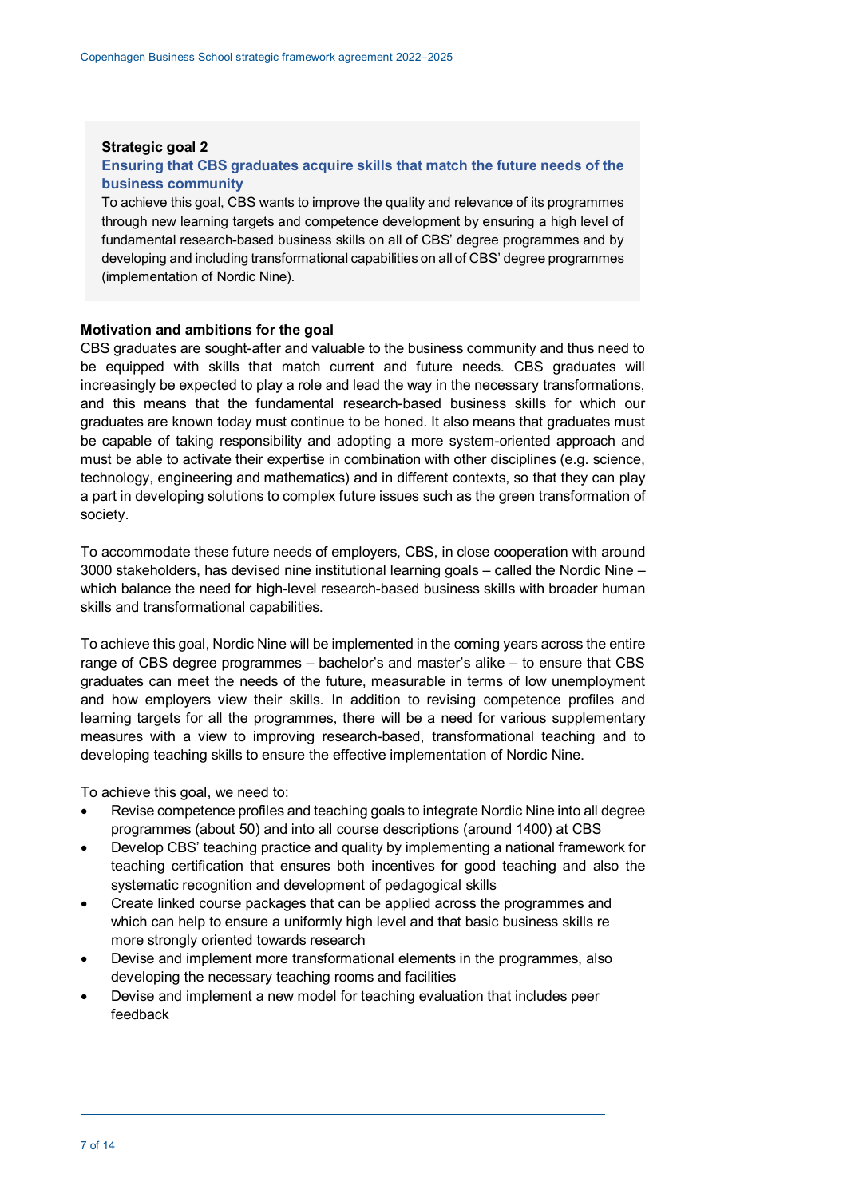**Strategic goal 2**

**Ensuring that CBS graduates acquire skills that match the future needs of the business community**

To achieve this goal, CBS wants to improve the quality and relevance of its programmes through new learning targets and competence development by ensuring a high level of fundamental research-based business skills on all of CBS' degree programmes and by developing and including transformational capabilities on all of CBS' degree programmes (implementation of Nordic Nine).

**Motivation and ambitions for the goal**

CBS graduates are sought-after and valuable to the business community and thus need to be equipped with skills that match current and future needs. CBS graduates will increasingly be expected to play a role and lead the way in the necessary transformations, and this means that the fundamental research-based business skills for which our graduates are known today must continue to be honed. It also means that graduates must be capable of taking responsibility and adopting a more system-oriented approach and must be able to activate their expertise in combination with other disciplines (e.g. science, technology, engineering and mathematics) and in different contexts, so that they can play a part in developing solutions to complex future issues such as the green transformation of society.

To accommodate these future needs of employers, CBS, in close cooperation with around 3000 stakeholders, has devised nine institutional learning goals – called the Nordic Nine – which balance the need for high-level research-based business skills with broader human skills and transformational capabilities.

To achieve this goal, Nordic Nine will be implemented in the coming years across the entire range of CBS degree programmes – bachelor's and master's alike – to ensure that CBS graduates can meet the needs of the future, measurable in terms of low unemployment and how employers view their skills. In addition to revising competence profiles and learning targets for all the programmes, there will be a need for various supplementary measures with a view to improving research-based, transformational teaching and to developing teaching skills to ensure the effective implementation of Nordic Nine.

To achieve this goal, we need to:

- Revise competence profiles and teaching goals to integrate Nordic Nine into all degree programmes (about 50) and into all course descriptions (around 1400) at CBS
- Develop CBS' teaching practice and quality by implementing a national framework for teaching certification that ensures both incentives for good teaching and also the systematic recognition and development of pedagogical skills
- Create linked course packages that can be applied across the programmes and which can help to ensure a uniformly high level and that basic business skills re more strongly oriented towards research
- Devise and implement more transformational elements in the programmes, also developing the necessary teaching rooms and facilities
- Devise and implement a new model for teaching evaluation that includes peer feedback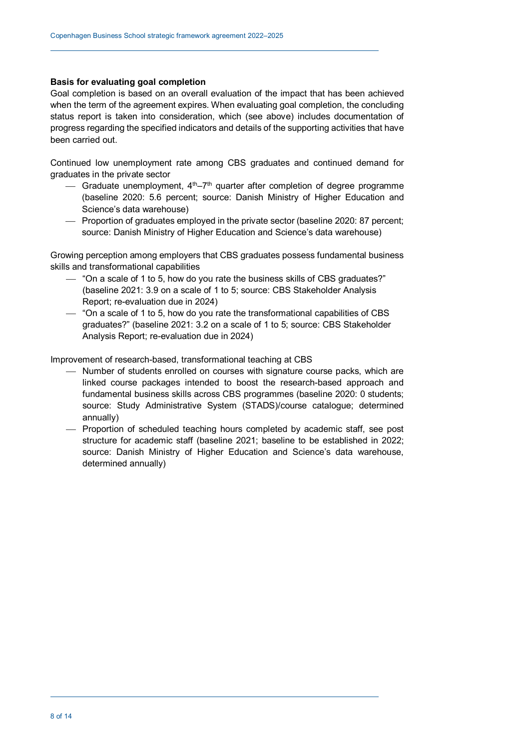**Basis for evaluating goal completion**

Goal completion is based on an overall evaluation of the impact that has been achieved when the term of the agreement expires. When evaluating goal completion, the concluding status report is taken into consideration, which (see above) includes documentation of progress regarding the specified indicators and details of the supporting activities that have been carried out.

Continued low unemployment rate among CBS graduates and continued demand for graduates in the private sector

- Graduate unemployment, 4th–7th quarter after completion of degree programme (baseline 2020: 5.6 percent; source: Danish Ministry of Higher Education and Science's data warehouse)
- Proportion of graduates employed in the private sector (baseline 2020: 87 percent; source: Danish Ministry of Higher Education and Science's data warehouse)

Growing perception among employers that CBS graduates possess fundamental business skills and transformational capabilities

- "On a scale of 1 to 5, how do you rate the business skills of CBS graduates?" (baseline 2021: 3.9 on a scale of 1 to 5; source: CBS Stakeholder Analysis Report; re-evaluation due in 2024)
- "On a scale of 1 to 5, how do you rate the transformational capabilities of CBS graduates?" (baseline 2021: 3.2 on a scale of 1 to 5; source: CBS Stakeholder Analysis Report; re-evaluation due in 2024)

Improvement of research-based, transformational teaching at CBS

- Number of students enrolled on courses with signature course packs, which are linked course packages intended to boost the research-based approach and fundamental business skills across CBS programmes (baseline 2020: 0 students; source: Study Administrative System (STADS)/course catalogue; determined annually)
- Proportion of scheduled teaching hours completed by academic staff, see post structure for academic staff (baseline 2021; baseline to be established in 2022; source: Danish Ministry of Higher Education and Science's data warehouse, determined annually)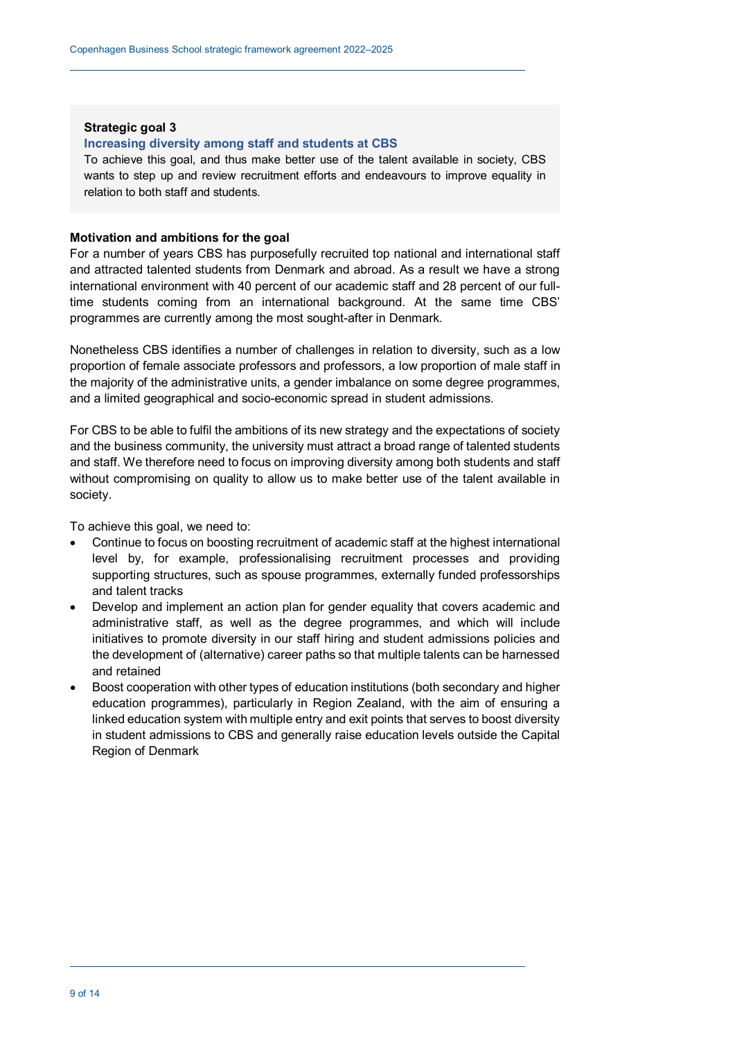**Strategic goal 3**

**Increasing diversity among staff and students at CBS**

To achieve this goal, and thus make better use of the talent available in society, CBS wants to step up and review recruitment efforts and endeavours to improve equality in relation to both staff and students.

**Motivation and ambitions for the goal**

For a number of years CBS has purposefully recruited top national and international staff and attracted talented students from Denmark and abroad. As a result we have a strong international environment with 40 percent of our academic staff and 28 percent of our full-time students coming from an international background. At the same time CBS' programmes are currently among the most sought-after in Denmark.

Nonetheless CBS identifies a number of challenges in relation to diversity, such as a low proportion of female associate professors and professors, a low proportion of male staff in the majority of the administrative units, a gender imbalance on some degree programmes, and a limited geographical and socio-economic spread in student admissions.

For CBS to be able to fulfil the ambitions of its new strategy and the expectations of society and the business community, the university must attract a broad range of talented students and staff. We therefore need to focus on improving diversity among both students and staff without compromising on quality to allow us to make better use of the talent available in society.

To achieve this goal, we need to:

- Continue to focus on boosting recruitment of academic staff at the highest international level by, for example, professionalising recruitment processes and providing supporting structures, such as spouse programmes, externally funded professorships and talent tracks
- Develop and implement an action plan for gender equality that covers academic and administrative staff, as well as the degree programmes, and which will include initiatives to promote diversity in our staff hiring and student admissions policies and the development of (alternative) career paths so that multiple talents can be harnessed and retained
- Boost cooperation with other types of education institutions (both secondary and higher education programmes), particularly in Region Zealand, with the aim of ensuring a linked education system with multiple entry and exit points that serves to boost diversity in student admissions to CBS and generally raise education levels outside the Capital Region of Denmark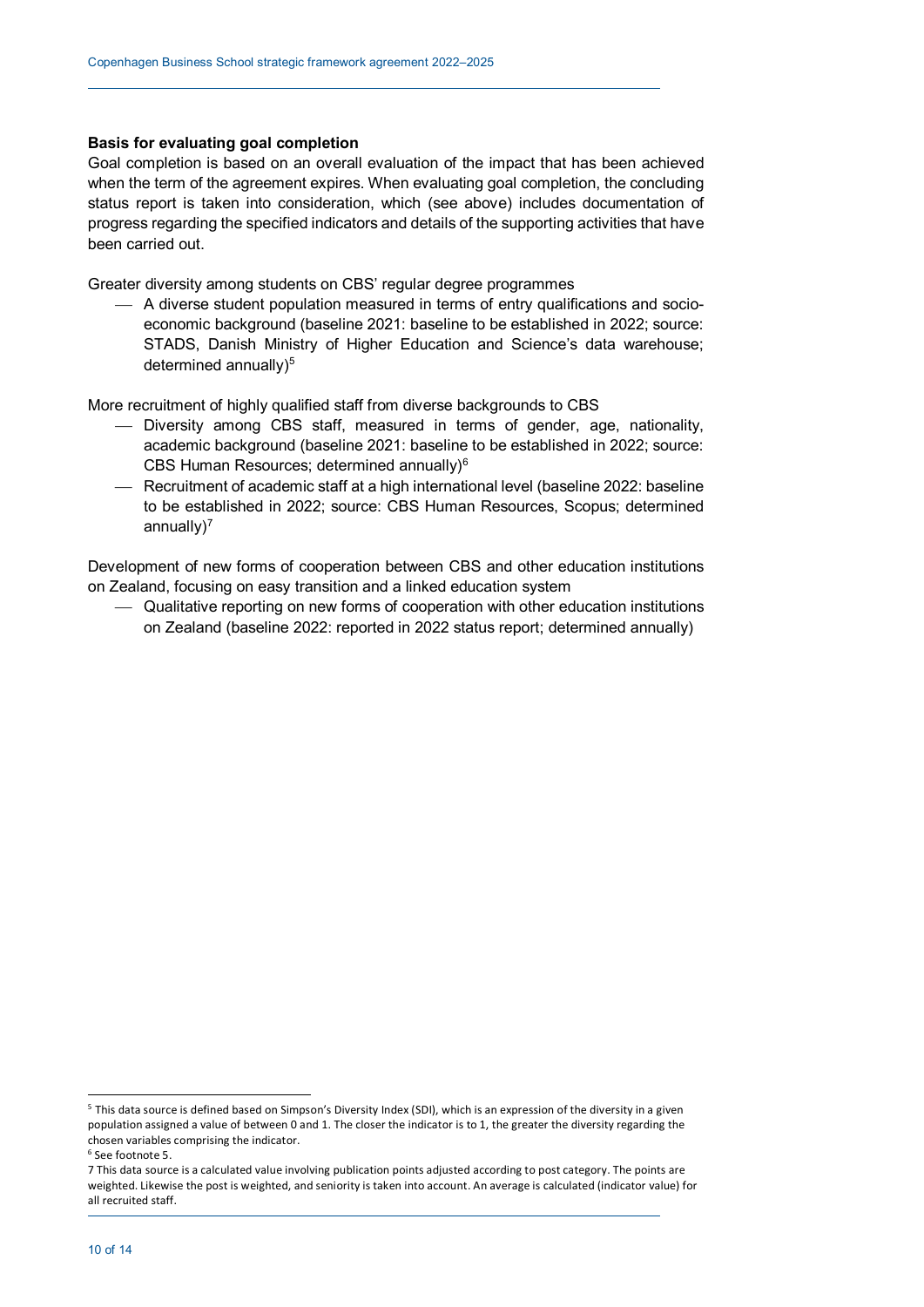**Basis for evaluating goal completion**

Goal completion is based on an overall evaluation of the impact that has been achieved when the term of the agreement expires. When evaluating goal completion, the concluding status report is taken into consideration, which (see above) includes documentation of progress regarding the specified indicators and details of the supporting activities that have been carried out.

Greater diversity among students on CBS' regular degree programmes

- A diverse student population measured in terms of entry qualifications and socio-economic background (baseline 2021: baseline to be established in 2022; source: STADS, Danish Ministry of Higher Education and Science's data warehouse; determined annually)[5]

More recruitment of highly qualified staff from diverse backgrounds to CBS

- Diversity among CBS staff, measured in terms of gender, age, nationality, academic background (baseline 2021: baseline to be established in 2022; source: CBS Human Resources; determined annually)[6]
- Recruitment of academic staff at a high international level (baseline 2022: baseline to be established in 2022; source: CBS Human Resources, Scopus; determined annually)[7]

Development of new forms of cooperation between CBS and other education institutions on Zealand, focusing on easy transition and a linked education system

- Qualitative reporting on new forms of cooperation with other education institutions on Zealand (baseline 2022: reported in 2022 status report; determined annually)

---

[5] This data source is defined based on Simpson's Diversity Index (SDI), which is an expression of the diversity in a given population assigned a value of between 0 and 1. The closer the indicator is to 1, the greater the diversity regarding the chosen variables comprising the indicator.

[6] See footnote 5.

[7] This data source is a calculated value involving publication points adjusted according to post category. The points are weighted. Likewise the post is weighted, and seniority is taken into account. An average is calculated (indicator value) for all recruited staff.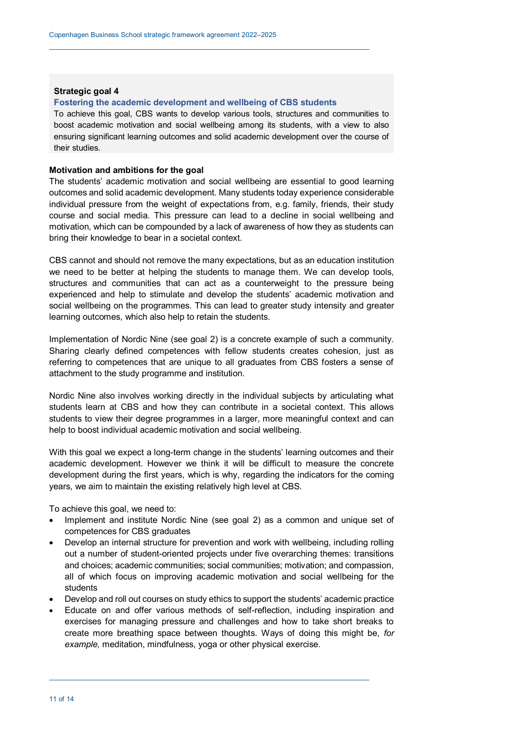**Strategic goal 4**

**Fostering the academic development and wellbeing of CBS students**

To achieve this goal, CBS wants to develop various tools, structures and communities to boost academic motivation and social wellbeing among its students, with a view to also ensuring significant learning outcomes and solid academic development over the course of their studies.

**Motivation and ambitions for the goal**

The students' academic motivation and social wellbeing are essential to good learning outcomes and solid academic development. Many students today experience considerable individual pressure from the weight of expectations from, e.g. family, friends, their study course and social media. This pressure can lead to a decline in social wellbeing and motivation, which can be compounded by a lack of awareness of how they as students can bring their knowledge to bear in a societal context.

CBS cannot and should not remove the many expectations, but as an education institution we need to be better at helping the students to manage them. We can develop tools, structures and communities that can act as a counterweight to the pressure being experienced and help to stimulate and develop the students' academic motivation and social wellbeing on the programmes. This can lead to greater study intensity and greater learning outcomes, which also help to retain the students.

Implementation of Nordic Nine (see goal 2) is a concrete example of such a community. Sharing clearly defined competences with fellow students creates cohesion, just as referring to competences that are unique to all graduates from CBS fosters a sense of attachment to the study programme and institution.

Nordic Nine also involves working directly in the individual subjects by articulating what students learn at CBS and how they can contribute in a societal context. This allows students to view their degree programmes in a larger, more meaningful context and can help to boost individual academic motivation and social wellbeing.

With this goal we expect a long-term change in the students' learning outcomes and their academic development. However we think it will be difficult to measure the concrete development during the first years, which is why, regarding the indicators for the coming years, we aim to maintain the existing relatively high level at CBS.

To achieve this goal, we need to:

- Implement and institute Nordic Nine (see goal 2) as a common and unique set of competences for CBS graduates
- Develop an internal structure for prevention and work with wellbeing, including rolling out a number of student-oriented projects under five overarching themes: transitions and choices; academic communities; social communities; motivation; and compassion, all of which focus on improving academic motivation and social wellbeing for the students
- Develop and roll out courses on study ethics to support the students' academic practice
- Educate on and offer various methods of self-reflection, including inspiration and exercises for managing pressure and challenges and how to take short breaks to create more breathing space between thoughts. Ways of doing this might be, *for example,* meditation, mindfulness, yoga or other physical exercise.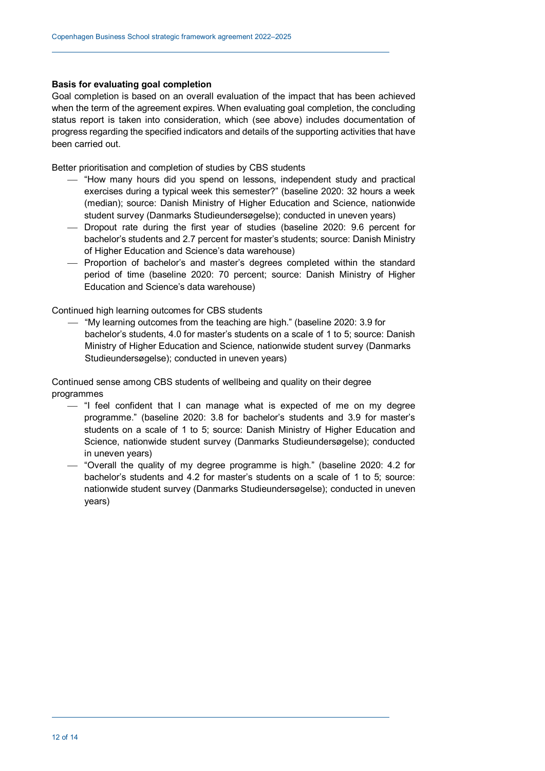**Basis for evaluating goal completion**

Goal completion is based on an overall evaluation of the impact that has been achieved when the term of the agreement expires. When evaluating goal completion, the concluding status report is taken into consideration, which (see above) includes documentation of progress regarding the specified indicators and details of the supporting activities that have been carried out.

Better prioritisation and completion of studies by CBS students

- "How many hours did you spend on lessons, independent study and practical exercises during a typical week this semester?" (baseline 2020: 32 hours a week (median); source: Danish Ministry of Higher Education and Science, nationwide student survey (Danmarks Studieundersøgelse); conducted in uneven years)
- Dropout rate during the first year of studies (baseline 2020: 9.6 percent for bachelor's students and 2.7 percent for master's students; source: Danish Ministry of Higher Education and Science's data warehouse)
- Proportion of bachelor's and master's degrees completed within the standard period of time (baseline 2020: 70 percent; source: Danish Ministry of Higher Education and Science's data warehouse)

Continued high learning outcomes for CBS students

- "My learning outcomes from the teaching are high." (baseline 2020: 3.9 for bachelor's students, 4.0 for master's students on a scale of 1 to 5; source: Danish Ministry of Higher Education and Science, nationwide student survey (Danmarks Studieundersøgelse); conducted in uneven years)

Continued sense among CBS students of wellbeing and quality on their degree programmes

- "I feel confident that I can manage what is expected of me on my degree programme." (baseline 2020: 3.8 for bachelor's students and 3.9 for master's students on a scale of 1 to 5; source: Danish Ministry of Higher Education and Science, nationwide student survey (Danmarks Studieundersøgelse); conducted in uneven years)
- "Overall the quality of my degree programme is high." (baseline 2020: 4.2 for bachelor's students and 4.2 for master's students on a scale of 1 to 5; source: nationwide student survey (Danmarks Studieundersøgelse); conducted in uneven years)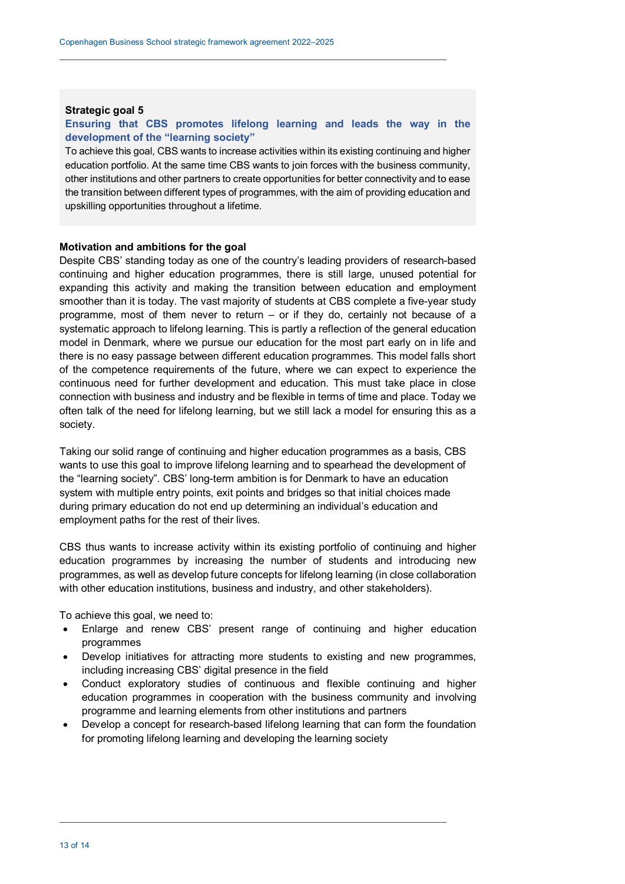**Strategic goal 5**

**Ensuring that CBS promotes lifelong learning and leads the way in the development of the "learning society"**

To achieve this goal, CBS wants to increase activities within its existing continuing and higher education portfolio. At the same time CBS wants to join forces with the business community, other institutions and other partners to create opportunities for better connectivity and to ease the transition between different types of programmes, with the aim of providing education and upskilling opportunities throughout a lifetime.

**Motivation and ambitions for the goal**

Despite CBS' standing today as one of the country's leading providers of research-based continuing and higher education programmes, there is still large, unused potential for expanding this activity and making the transition between education and employment smoother than it is today. The vast majority of students at CBS complete a five-year study programme, most of them never to return – or if they do, certainly not because of a systematic approach to lifelong learning. This is partly a reflection of the general education model in Denmark, where we pursue our education for the most part early on in life and there is no easy passage between different education programmes. This model falls short of the competence requirements of the future, where we can expect to experience the continuous need for further development and education. This must take place in close connection with business and industry and be flexible in terms of time and place. Today we often talk of the need for lifelong learning, but we still lack a model for ensuring this as a society.

Taking our solid range of continuing and higher education programmes as a basis, CBS wants to use this goal to improve lifelong learning and to spearhead the development of the "learning society". CBS' long-term ambition is for Denmark to have an education system with multiple entry points, exit points and bridges so that initial choices made during primary education do not end up determining an individual's education and employment paths for the rest of their lives.

CBS thus wants to increase activity within its existing portfolio of continuing and higher education programmes by increasing the number of students and introducing new programmes, as well as develop future concepts for lifelong learning (in close collaboration with other education institutions, business and industry, and other stakeholders).

To achieve this goal, we need to:

- Enlarge and renew CBS' present range of continuing and higher education programmes
- Develop initiatives for attracting more students to existing and new programmes, including increasing CBS' digital presence in the field
- Conduct exploratory studies of continuous and flexible continuing and higher education programmes in cooperation with the business community and involving programme and learning elements from other institutions and partners
- Develop a concept for research-based lifelong learning that can form the foundation for promoting lifelong learning and developing the learning society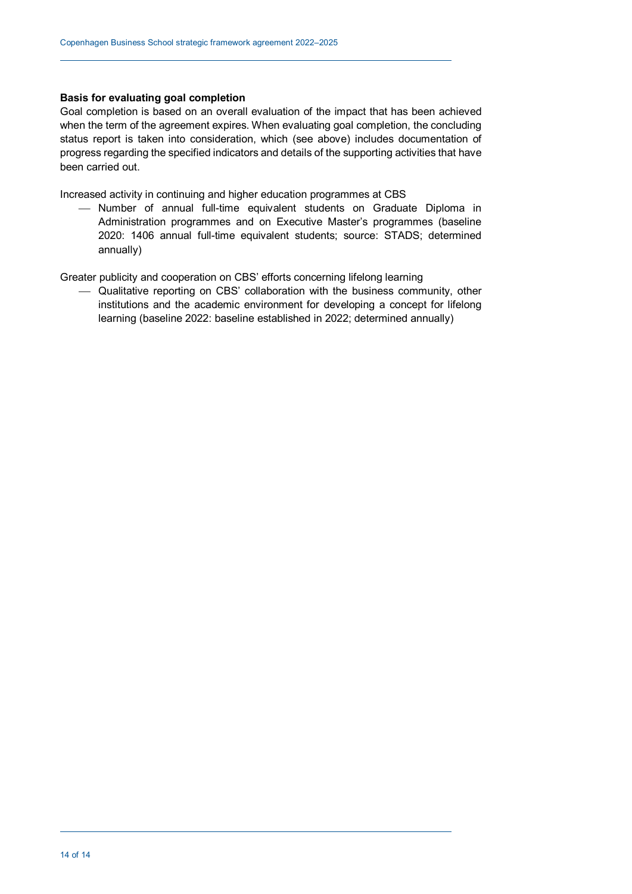**Basis for evaluating goal completion**

Goal completion is based on an overall evaluation of the impact that has been achieved when the term of the agreement expires. When evaluating goal completion, the concluding status report is taken into consideration, which (see above) includes documentation of progress regarding the specified indicators and details of the supporting activities that have been carried out.

Increased activity in continuing and higher education programmes at CBS

- Number of annual full-time equivalent students on Graduate Diploma in Administration programmes and on Executive Master's programmes (baseline 2020: 1406 annual full-time equivalent students; source: STADS; determined annually)

Greater publicity and cooperation on CBS' efforts concerning lifelong learning

- Qualitative reporting on CBS' collaboration with the business community, other institutions and the academic environment for developing a concept for lifelong learning (baseline 2022: baseline established in 2022; determined annually)